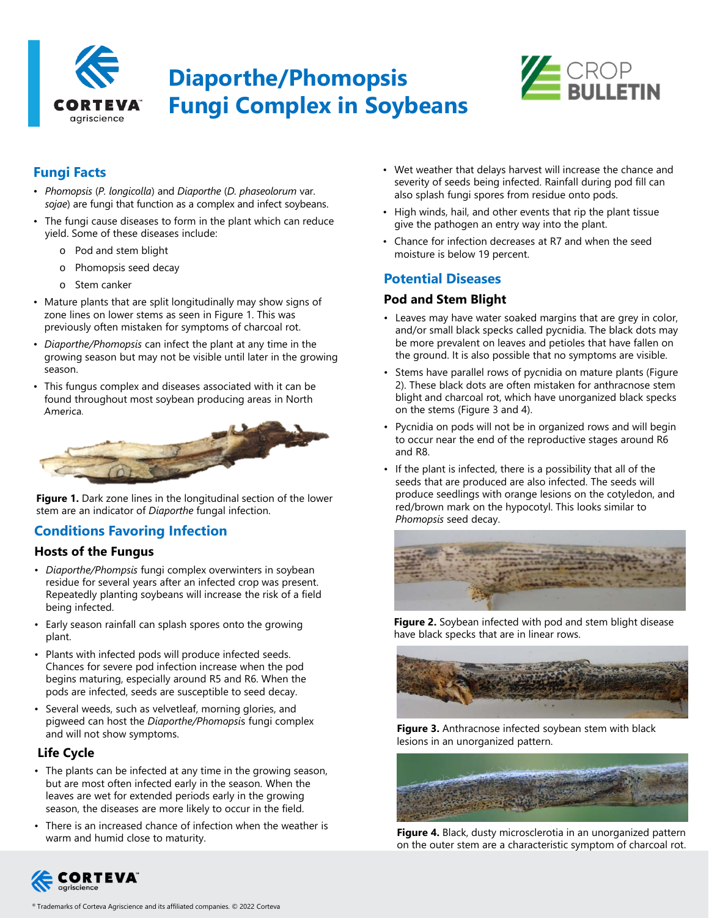# Diaporthe/Phomopsis Fungi Complex in Soybeans

## Fungi Facts

- *Phomopsis* (*P. longicolla*) and *Diaporthe* (*D. phaseolorum* var. *sojae*) are fungi that function as a complex and infect soybeans.
- The fungi cause diseases to form in the plant which can reduce yield. Some of these diseases include:
  - Pod and stem blight
  - Phomopsis seed decay
  - Stem canker
- Mature plants that are split longitudinally may show signs of zone lines on lower stems as seen in Figure 1. This was previously often mistaken for symptoms of charcoal rot.
- *Diaporthe/Phomopsis* can infect the plant at any time in the growing season but may not be visible until later in the growing season.
- This fungus complex and diseases associated with it can be found throughout most soybean producing areas in North America.

**Figure 1.** Dark zone lines in the longitudinal section of the lower stem are an indicator of *Diaporthe* fungal infection.

## Conditions Favoring Infection

### Hosts of the Fungus

- *Diaporthe/Phompsis* fungi complex overwinters in soybean residue for several years after an infected crop was present. Repeatedly planting soybeans will increase the risk of a field being infected.
- Early season rainfall can splash spores onto the growing plant.
- Plants with infected pods will produce infected seeds. Chances for severe pod infection increase when the pod begins maturing, especially around R5 and R6. When the pods are infected, seeds are susceptible to seed decay.
- Several weeds, such as velvetleaf, morning glories, and pigweed can host the *Diaporthe/Phomopsis* fungi complex and will not show symptoms.

### Life Cycle

- The plants can be infected at any time in the growing season, but are most often infected early in the season. When the leaves are wet for extended periods early in the growing season, the diseases are more likely to occur in the field.
- There is an increased chance of infection when the weather is warm and humid close to maturity.
- Wet weather that delays harvest will increase the chance and severity of seeds being infected. Rainfall during pod fill can also splash fungi spores from residue onto pods.
- High winds, hail, and other events that rip the plant tissue give the pathogen an entry way into the plant.
- Chance for infection decreases at R7 and when the seed moisture is below 19 percent.

## Potential Diseases

### Pod and Stem Blight

- Leaves may have water soaked margins that are grey in color, and/or small black specks called pycnidia. The black dots may be more prevalent on leaves and petioles that have fallen on the ground. It is also possible that no symptoms are visible.
- Stems have parallel rows of pycnidia on mature plants (Figure 2). These black dots are often mistaken for anthracnose stem blight and charcoal rot, which have unorganized black specks on the stems (Figure 3 and 4).
- Pycnidia on pods will not be in organized rows and will begin to occur near the end of the reproductive stages around R6 and R8.
- If the plant is infected, there is a possibility that all of the seeds that are produced are also infected. The seeds will produce seedlings with orange lesions on the cotyledon, and red/brown mark on the hypocotyl. This looks similar to *Phomopsis* seed decay.

**Figure 2.** Soybean infected with pod and stem blight disease have black specks that are in linear rows.

**Figure 3.** Anthracnose infected soybean stem with black lesions in an unorganized pattern.

**Figure 4.** Black, dusty microsclerotia in an unorganized pattern on the outer stem are a characteristic symptom of charcoal rot.

® Trademarks of Corteva Agriscience and its affiliated companies. © 2022 Corteva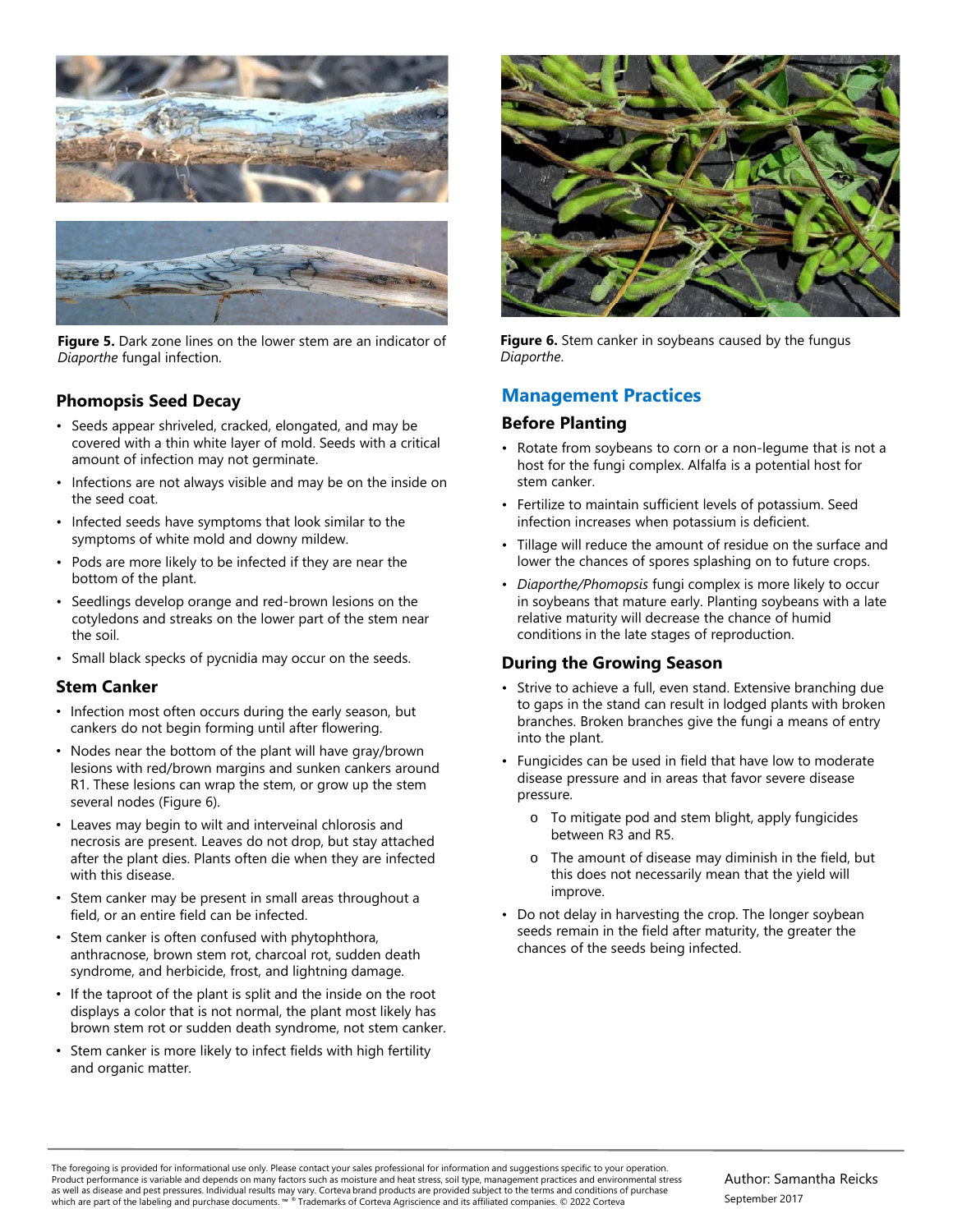**Figure 5.** Dark zone lines on the lower stem are an indicator of *Diaporthe* fungal infection.

### Phomopsis Seed Decay

- Seeds appear shriveled, cracked, elongated, and may be covered with a thin white layer of mold. Seeds with a critical amount of infection may not germinate.
- Infections are not always visible and may be on the inside on the seed coat.
- Infected seeds have symptoms that look similar to the symptoms of white mold and downy mildew.
- Pods are more likely to be infected if they are near the bottom of the plant.
- Seedlings develop orange and red-brown lesions on the cotyledons and streaks on the lower part of the stem near the soil.
- Small black specks of pycnidia may occur on the seeds.

### Stem Canker

- Infection most often occurs during the early season, but cankers do not begin forming until after flowering.
- Nodes near the bottom of the plant will have gray/brown lesions with red/brown margins and sunken cankers around R1. These lesions can wrap the stem, or grow up the stem several nodes (Figure 6).
- Leaves may begin to wilt and interveinal chlorosis and necrosis are present. Leaves do not drop, but stay attached after the plant dies. Plants often die when they are infected with this disease.
- Stem canker may be present in small areas throughout a field, or an entire field can be infected.
- Stem canker is often confused with phytophthora, anthracnose, brown stem rot, charcoal rot, sudden death syndrome, and herbicide, frost, and lightning damage.
- If the taproot of the plant is split and the inside on the root displays a color that is not normal, the plant most likely has brown stem rot or sudden death syndrome, not stem canker.
- Stem canker is more likely to infect fields with high fertility and organic matter.

**Figure 6.** Stem canker in soybeans caused by the fungus *Diaporthe*.

## Management Practices

### Before Planting

- Rotate from soybeans to corn or a non-legume that is not a host for the fungi complex. Alfalfa is a potential host for stem canker.
- Fertilize to maintain sufficient levels of potassium. Seed infection increases when potassium is deficient.
- Tillage will reduce the amount of residue on the surface and lower the chances of spores splashing on to future crops.
- *Diaporthe/Phomopsis* fungi complex is more likely to occur in soybeans that mature early. Planting soybeans with a late relative maturity will decrease the chance of humid conditions in the late stages of reproduction.

### During the Growing Season

- Strive to achieve a full, even stand. Extensive branching due to gaps in the stand can result in lodged plants with broken branches. Broken branches give the fungi a means of entry into the plant.
- Fungicides can be used in field that have low to moderate disease pressure and in areas that favor severe disease pressure.
  - To mitigate pod and stem blight, apply fungicides between R3 and R5.
  - The amount of disease may diminish in the field, but this does not necessarily mean that the yield will improve.
- Do not delay in harvesting the crop. The longer soybean seeds remain in the field after maturity, the greater the chances of the seeds being infected.

The foregoing is provided for informational use only. Please contact your sales professional for information and suggestions specific to your operation. Product performance is variable and depends on many factors such as moisture and heat stress, soil type, management practices and environmental stress as well as disease and pest pressures. Individual results may vary. Corteva brand products are provided subject to the terms and conditions of purchase which are part of the labeling and purchase documents. ™ ® Trademarks of Corteva Agriscience and its affiliated companies. © 2022 Corteva

Author: Samantha Reicks

September 2017